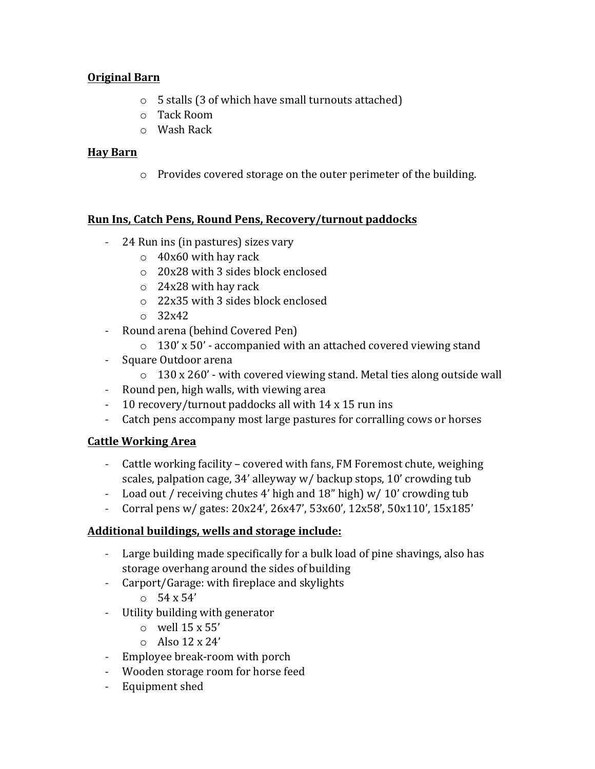**Original Barn**

- 5 stalls (3 of which have small turnouts attached)
- Tack Room
- Wash Rack

**Hay Barn**

- Provides covered storage on the outer perimeter of the building.

**Run Ins, Catch Pens, Round Pens, Recovery/turnout paddocks**

- 24 Run ins (in pastures) sizes vary
  - 40x60 with hay rack
  - 20x28 with 3 sides block enclosed
  - 24x28 with hay rack
  - 22x35 with 3 sides block enclosed
  - 32x42
- Round arena (behind Covered Pen)
  - 130' x 50' - accompanied with an attached covered viewing stand
- Square Outdoor arena
  - 130 x 260' - with covered viewing stand. Metal ties along outside wall
- Round pen, high walls, with viewing area
- 10 recovery/turnout paddocks all with 14 x 15 run ins
- Catch pens accompany most large pastures for corralling cows or horses

**Cattle Working Area**

- Cattle working facility – covered with fans, FM Foremost chute, weighing scales, palpation cage, 34' alleyway w/ backup stops, 10' crowding tub
- Load out / receiving chutes 4' high and 18" high) w/ 10' crowding tub
- Corral pens w/ gates: 20x24', 26x47', 53x60', 12x58', 50x110', 15x185'

**Additional buildings, wells and storage include:**

- Large building made specifically for a bulk load of pine shavings, also has storage overhang around the sides of building
- Carport/Garage: with fireplace and skylights
  - 54 x 54'
- Utility building with generator
  - well 15 x 55'
  - Also 12 x 24'
- Employee break-room with porch
- Wooden storage room for horse feed
- Equipment shed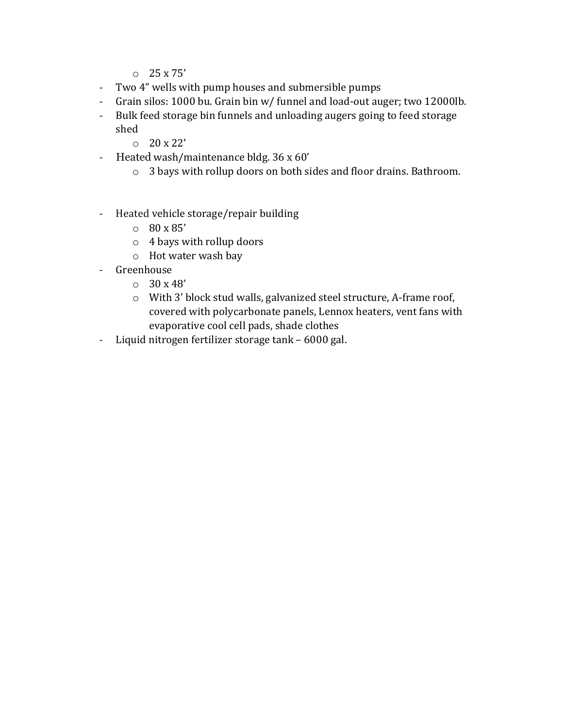- 25 x 75’
- Two 4” wells with pump houses and submersible pumps
- Grain silos: 1000 bu. Grain bin w/ funnel and load-out auger; two 12000lb.
- Bulk feed storage bin funnels and unloading augers going to feed storage shed
  - 20 x 22’
- Heated wash/maintenance bldg. 36 x 60’
  - 3 bays with rollup doors on both sides and floor drains. Bathroom.

- Heated vehicle storage/repair building
  - 80 x 85’
  - 4 bays with rollup doors
  - Hot water wash bay
- Greenhouse
  - 30 x 48’
  - With 3’ block stud walls, galvanized steel structure, A-frame roof, covered with polycarbonate panels, Lennox heaters, vent fans with evaporative cool cell pads, shade clothes
- Liquid nitrogen fertilizer storage tank – 6000 gal.